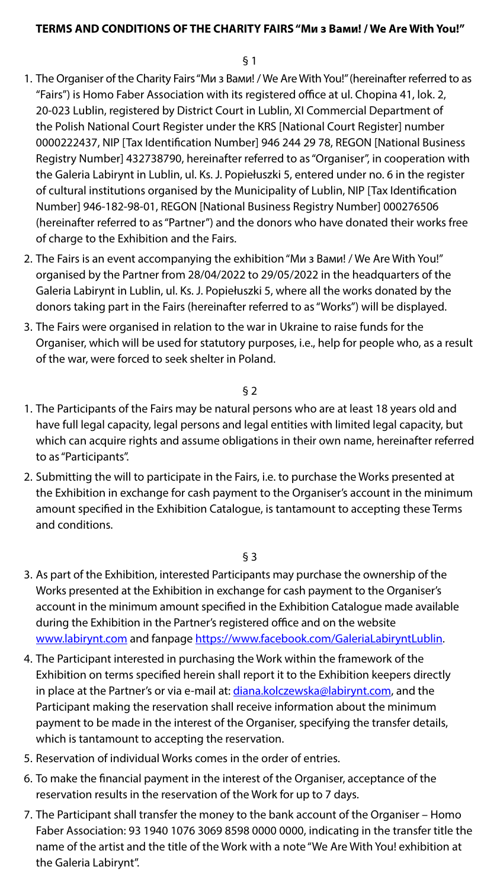**TERMS AND CONDITIONS OF THE CHARITY FAIRS "Ми з Вами! / We Are With You!"**

§ 1

1. The Organiser of the Charity Fairs "Ми з Вами! / We Are With You!" (hereinafter referred to as "Fairs") is Homo Faber Association with its registered office at ul. Chopina 41, lok. 2, 20-023 Lublin, registered by District Court in Lublin, XI Commercial Department of the Polish National Court Register under the KRS [National Court Register] number 0000222437, NIP [Tax Identification Number] 946 244 29 78, REGON [National Business Registry Number] 432738790, hereinafter referred to as "Organiser", in cooperation with the Galeria Labirynt in Lublin, ul. Ks. J. Popiełuszki 5, entered under no. 6 in the register of cultural institutions organised by the Municipality of Lublin, NIP [Tax Identification Number] 946-182-98-01, REGON [National Business Registry Number] 000276506 (hereinafter referred to as "Partner") and the donors who have donated their works free of charge to the Exhibition and the Fairs.
2. The Fairs is an event accompanying the exhibition "Ми з Вами! / We Are With You!" organised by the Partner from 28/04/2022 to 29/05/2022 in the headquarters of the Galeria Labirynt in Lublin, ul. Ks. J. Popiełuszki 5, where all the works donated by the donors taking part in the Fairs (hereinafter referred to as "Works") will be displayed.
3. The Fairs were organised in relation to the war in Ukraine to raise funds for the Organiser, which will be used for statutory purposes, i.e., help for people who, as a result of the war, were forced to seek shelter in Poland.

§ 2

1. The Participants of the Fairs may be natural persons who are at least 18 years old and have full legal capacity, legal persons and legal entities with limited legal capacity, but which can acquire rights and assume obligations in their own name, hereinafter referred to as "Participants".
2. Submitting the will to participate in the Fairs, i.e. to purchase the Works presented at the Exhibition in exchange for cash payment to the Organiser's account in the minimum amount specified in the Exhibition Catalogue, is tantamount to accepting these Terms and conditions.

§ 3

3. As part of the Exhibition, interested Participants may purchase the ownership of the Works presented at the Exhibition in exchange for cash payment to the Organiser's account in the minimum amount specified in the Exhibition Catalogue made available during the Exhibition in the Partner's registered office and on the website www.labirynt.com and fanpage https://www.facebook.com/GaleriaLabiryntLublin.
4. The Participant interested in purchasing the Work within the framework of the Exhibition on terms specified herein shall report it to the Exhibition keepers directly in place at the Partner's or via e-mail at: diana.kolczewska@labirynt.com, and the Participant making the reservation shall receive information about the minimum payment to be made in the interest of the Organiser, specifying the transfer details, which is tantamount to accepting the reservation.
5. Reservation of individual Works comes in the order of entries.
6. To make the financial payment in the interest of the Organiser, acceptance of the reservation results in the reservation of the Work for up to 7 days.
7. The Participant shall transfer the money to the bank account of the Organiser – Homo Faber Association: 93 1940 1076 3069 8598 0000 0000, indicating in the transfer title the name of the artist and the title of the Work with a note "We Are With You! exhibition at the Galeria Labirynt".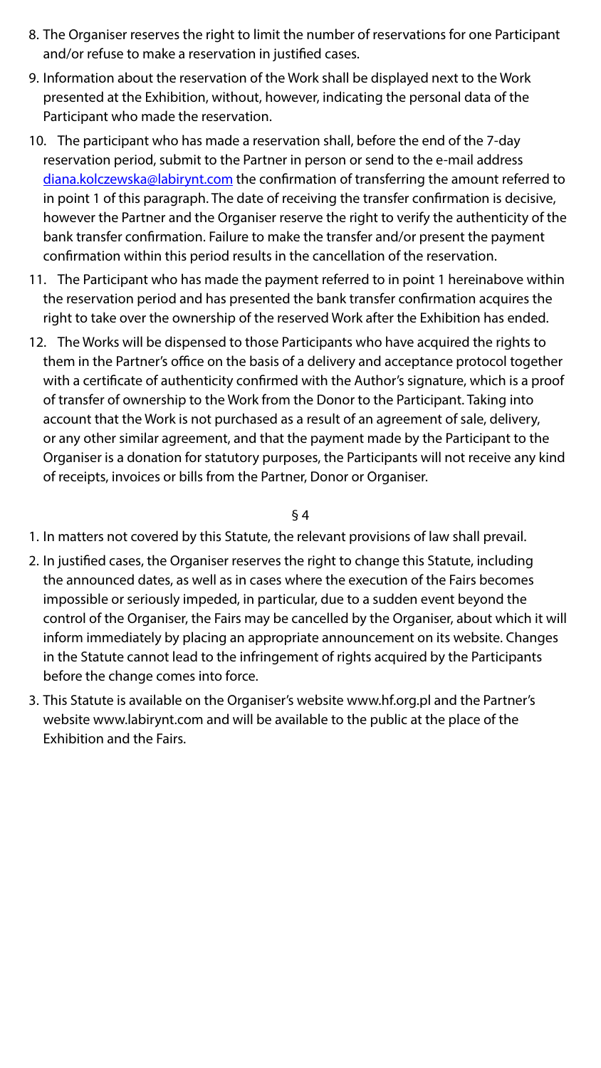8. The Organiser reserves the right to limit the number of reservations for one Participant and/or refuse to make a reservation in justified cases.
9. Information about the reservation of the Work shall be displayed next to the Work presented at the Exhibition, without, however, indicating the personal data of the Participant who made the reservation.
10. The participant who has made a reservation shall, before the end of the 7-day reservation period, submit to the Partner in person or send to the e-mail address [diana.kolczewska@labirynt.com](mailto:diana.kolczewska@labirynt.com) the confirmation of transferring the amount referred to in point 1 of this paragraph. The date of receiving the transfer confirmation is decisive, however the Partner and the Organiser reserve the right to verify the authenticity of the bank transfer confirmation. Failure to make the transfer and/or present the payment confirmation within this period results in the cancellation of the reservation.
11. The Participant who has made the payment referred to in point 1 hereinabove within the reservation period and has presented the bank transfer confirmation acquires the right to take over the ownership of the reserved Work after the Exhibition has ended.
12. The Works will be dispensed to those Participants who have acquired the rights to them in the Partner's office on the basis of a delivery and acceptance protocol together with a certificate of authenticity confirmed with the Author's signature, which is a proof of transfer of ownership to the Work from the Donor to the Participant. Taking into account that the Work is not purchased as a result of an agreement of sale, delivery, or any other similar agreement, and that the payment made by the Participant to the Organiser is a donation for statutory purposes, the Participants will not receive any kind of receipts, invoices or bills from the Partner, Donor or Organiser.

§ 4

1. In matters not covered by this Statute, the relevant provisions of law shall prevail.
2. In justified cases, the Organiser reserves the right to change this Statute, including the announced dates, as well as in cases where the execution of the Fairs becomes impossible or seriously impeded, in particular, due to a sudden event beyond the control of the Organiser, the Fairs may be cancelled by the Organiser, about which it will inform immediately by placing an appropriate announcement on its website. Changes in the Statute cannot lead to the infringement of rights acquired by the Participants before the change comes into force.
3. This Statute is available on the Organiser's website www.hf.org.pl and the Partner's website www.labirynt.com and will be available to the public at the place of the Exhibition and the Fairs.